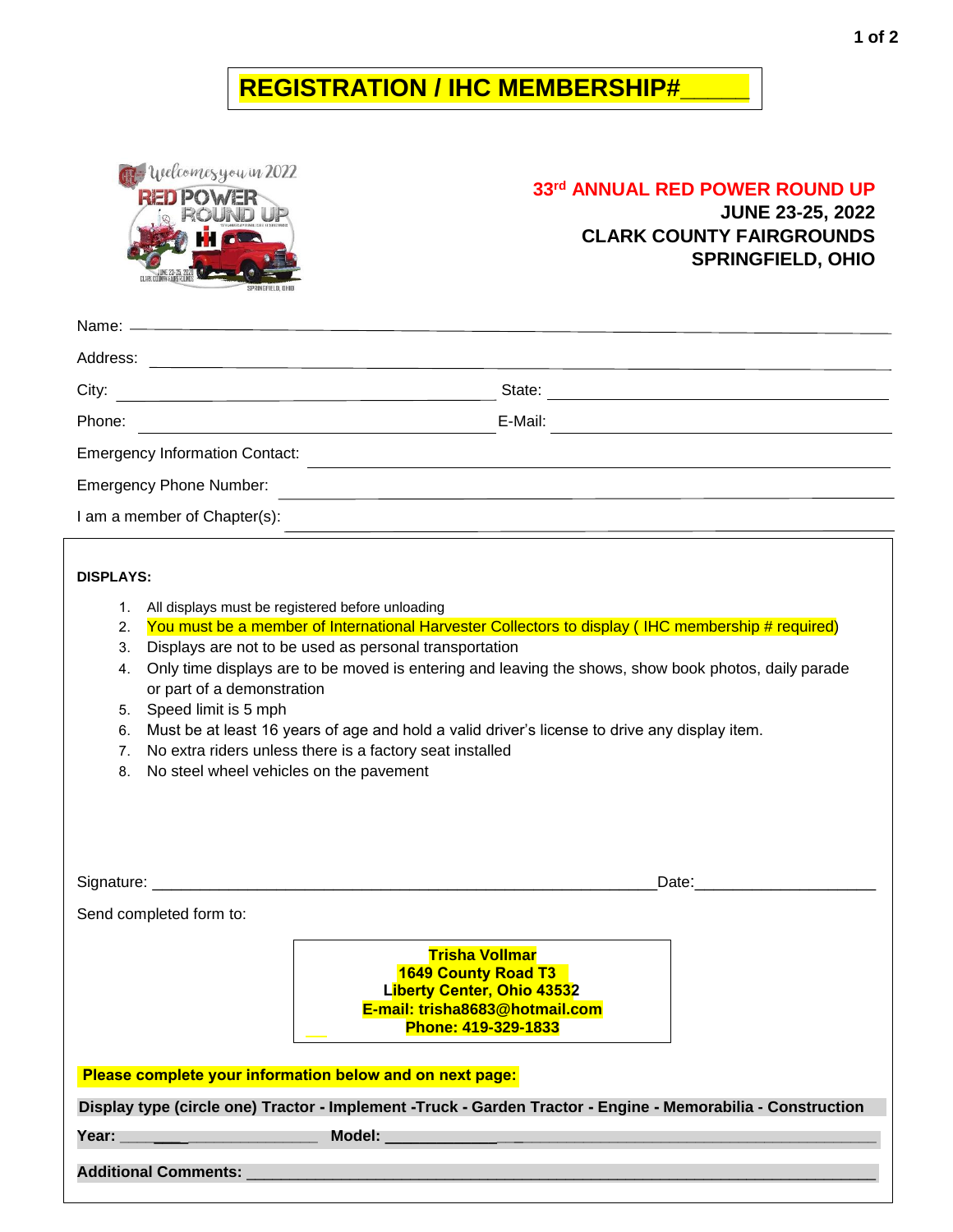# REGISTRATION / IHC MEMBERSHIP#_____

**33rd ANNUAL RED POWER ROUND UP**
**JUNE 23-25, 2022**
**CLARK COUNTY FAIRGROUNDS**
**SPRINGFIELD, OHIO**

Name: ______________________________________________

Address: ______________________________________________

City: ______________________ State: ______________________

Phone: ______________________ E-Mail: ______________________

Emergency Information Contact: ______________________________________________

Emergency Phone Number: ______________________________________________

I am a member of Chapter(s): ______________________________________________

**DISPLAYS:**

1. All displays must be registered before unloading
2. You must be a member of International Harvester Collectors to display ( IHC membership # required)
3. Displays are not to be used as personal transportation
4. Only time displays are to be moved is entering and leaving the shows, show book photos, daily parade or part of a demonstration
5. Speed limit is 5 mph
6. Must be at least 16 years of age and hold a valid driver's license to drive any display item.
7. No extra riders unless there is a factory seat installed
8. No steel wheel vehicles on the pavement

Signature: ____________________________________________________________Date:____________________

Send completed form to:

**Trisha Vollmar**
**1649 County Road T3**
**Liberty Center, Ohio 43532**
**E-mail: trisha8683@hotmail.com**
**Phone: 419-329-1833**

**Please complete your information below and on next page:**

**Display type (circle one) Tractor - Implement -Truck - Garden Tractor - Engine - Memorabilia - Construction**

**Year:** ______________________ **Model:** ______________________________________________

**Additional Comments:** ______________________________________________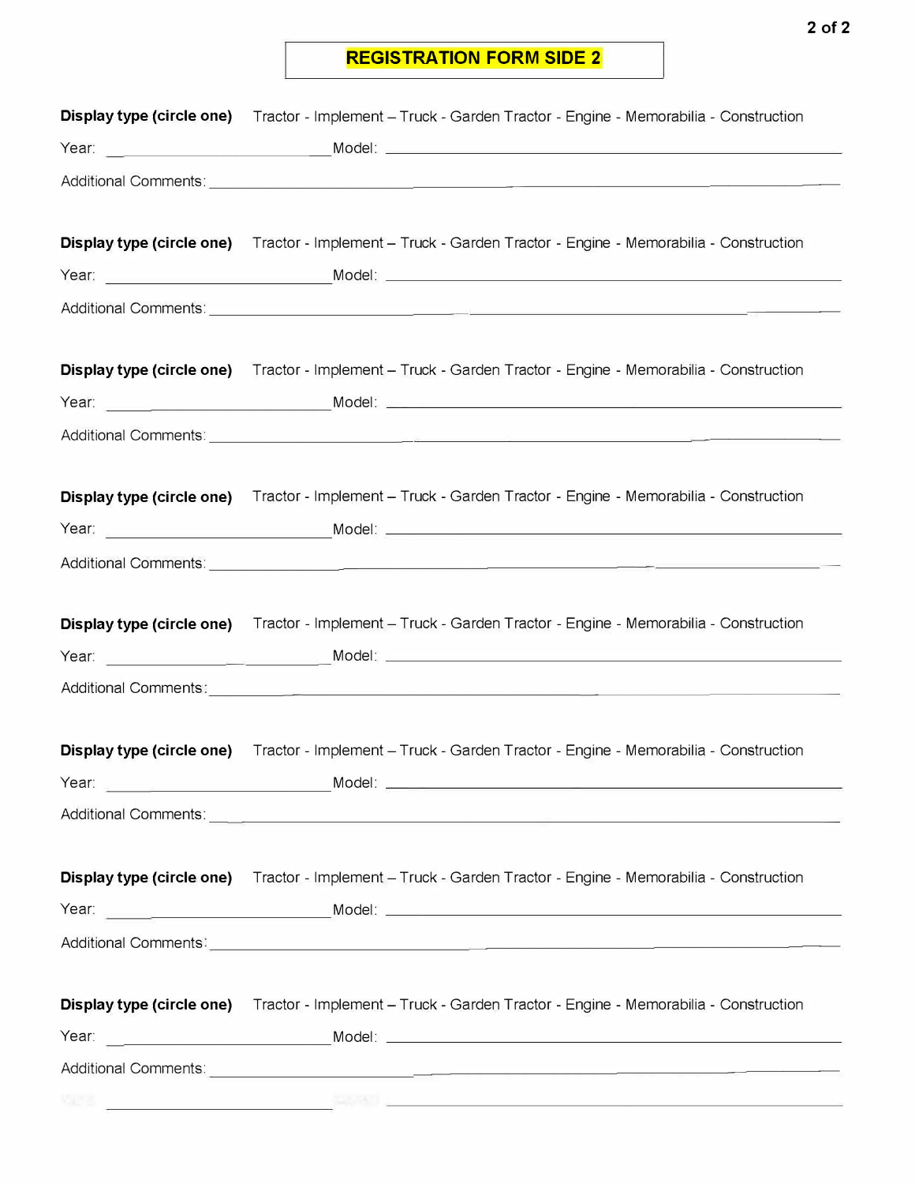## REGISTRATION FORM SIDE 2

**Display type (circle one)** Tractor - Implement – Truck - Garden Tractor - Engine - Memorabilia - Construction

Year: ______________________ Model: ______________________________________________

Additional Comments: ______________________________________________________________

**Display type (circle one)** Tractor - Implement – Truck - Garden Tractor - Engine - Memorabilia - Construction

Year: ______________________ Model: ______________________________________________

Additional Comments: ______________________________________________________________

**Display type (circle one)** Tractor - Implement – Truck - Garden Tractor - Engine - Memorabilia - Construction

Year: ______________________ Model: ______________________________________________

Additional Comments: ______________________________________________________________

**Display type (circle one)** Tractor - Implement – Truck - Garden Tractor - Engine - Memorabilia - Construction

Year: ______________________ Model: ______________________________________________

Additional Comments: ______________________________________________________________

**Display type (circle one)** Tractor - Implement – Truck - Garden Tractor - Engine - Memorabilia - Construction

Year: ______________________ Model: ______________________________________________

Additional Comments: ______________________________________________________________

**Display type (circle one)** Tractor - Implement – Truck - Garden Tractor - Engine - Memorabilia - Construction

Year: ______________________ Model: ______________________________________________

Additional Comments: ______________________________________________________________

**Display type (circle one)** Tractor - Implement – Truck - Garden Tractor - Engine - Memorabilia - Construction

Year: ______________________ Model: ______________________________________________

Additional Comments: ______________________________________________________________

**Display type (circle one)** Tractor - Implement – Truck - Garden Tractor - Engine - Memorabilia - Construction

Year: ______________________ Model: ______________________________________________

Additional Comments: ______________________________________________________________